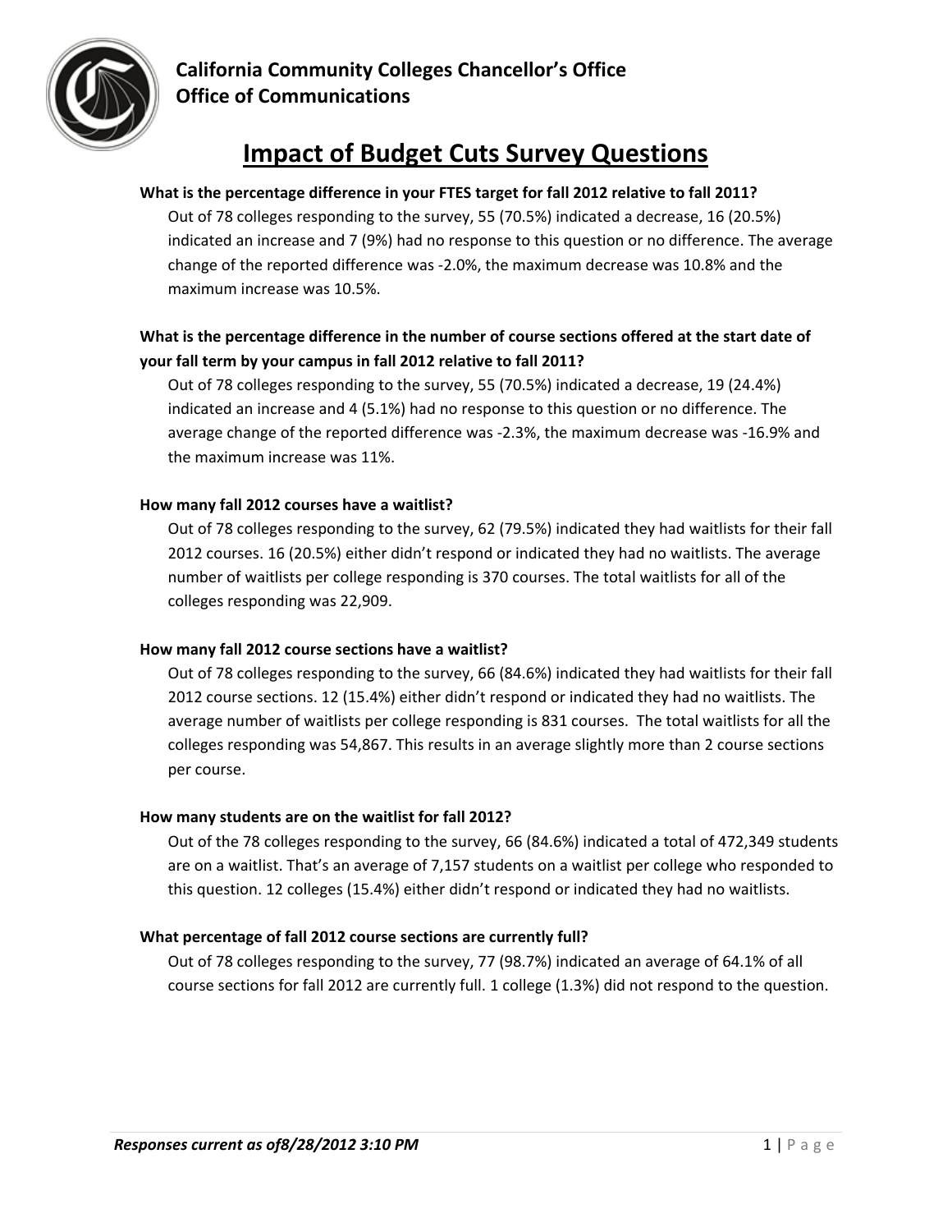**California Community Colleges Chancellor's Office**
**Office of Communications**

# Impact of Budget Cuts Survey Questions

**What is the percentage difference in your FTES target for fall 2012 relative to fall 2011?**

Out of 78 colleges responding to the survey, 55 (70.5%) indicated a decrease, 16 (20.5%) indicated an increase and 7 (9%) had no response to this question or no difference. The average change of the reported difference was -2.0%, the maximum decrease was 10.8% and the maximum increase was 10.5%.

**What is the percentage difference in the number of course sections offered at the start date of your fall term by your campus in fall 2012 relative to fall 2011?**

Out of 78 colleges responding to the survey, 55 (70.5%) indicated a decrease, 19 (24.4%) indicated an increase and 4 (5.1%) had no response to this question or no difference. The average change of the reported difference was -2.3%, the maximum decrease was -16.9% and the maximum increase was 11%.

**How many fall 2012 courses have a waitlist?**

Out of 78 colleges responding to the survey, 62 (79.5%) indicated they had waitlists for their fall 2012 courses. 16 (20.5%) either didn't respond or indicated they had no waitlists. The average number of waitlists per college responding is 370 courses. The total waitlists for all of the colleges responding was 22,909.

**How many fall 2012 course sections have a waitlist?**

Out of 78 colleges responding to the survey, 66 (84.6%) indicated they had waitlists for their fall 2012 course sections. 12 (15.4%) either didn't respond or indicated they had no waitlists. The average number of waitlists per college responding is 831 courses. The total waitlists for all the colleges responding was 54,867. This results in an average slightly more than 2 course sections per course.

**How many students are on the waitlist for fall 2012?**

Out of the 78 colleges responding to the survey, 66 (84.6%) indicated a total of 472,349 students are on a waitlist. That's an average of 7,157 students on a waitlist per college who responded to this question. 12 colleges (15.4%) either didn't respond or indicated they had no waitlists.

**What percentage of fall 2012 course sections are currently full?**

Out of 78 colleges responding to the survey, 77 (98.7%) indicated an average of 64.1% of all course sections for fall 2012 are currently full. 1 college (1.3%) did not respond to the question.

***Responses current as of8/28/2012 3:10 PM***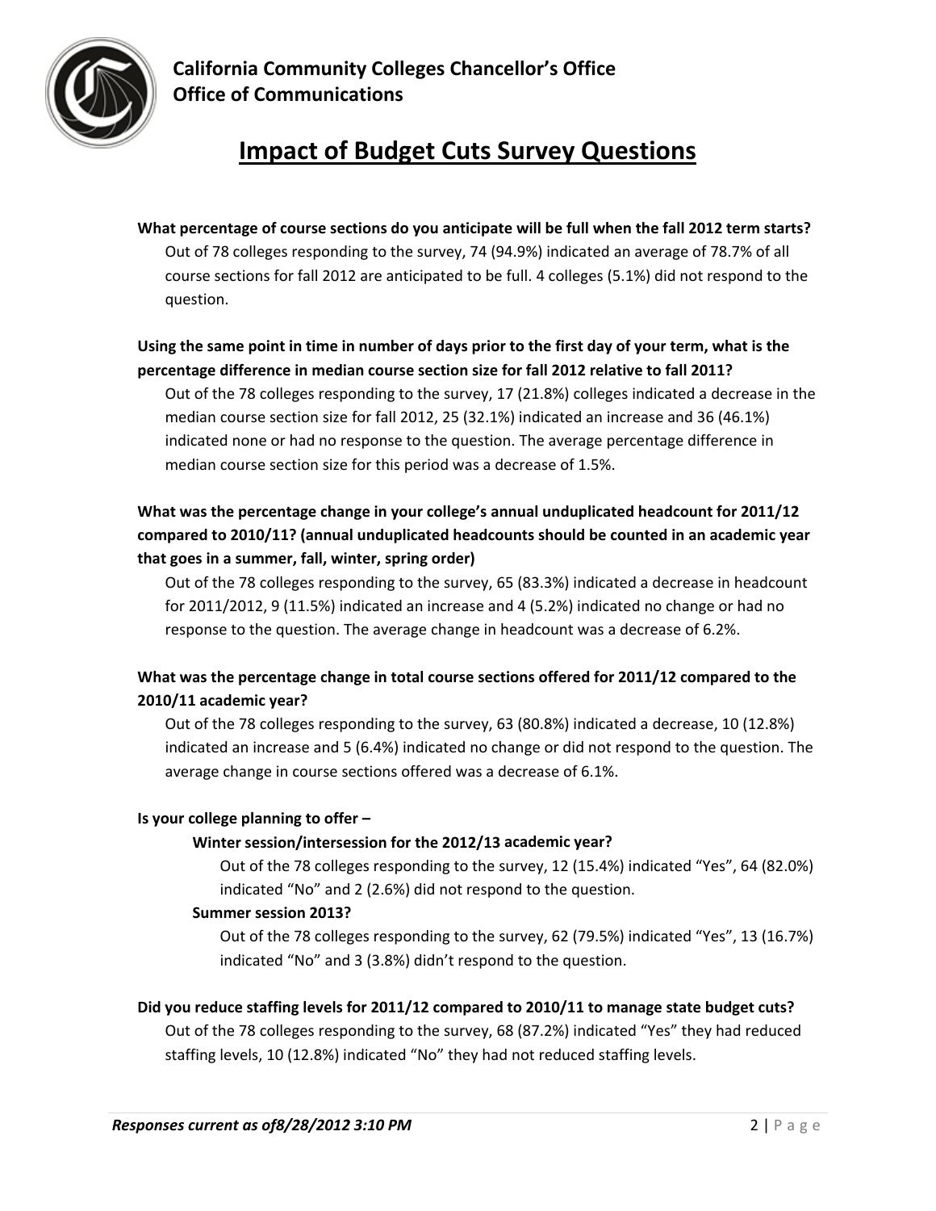**California Community Colleges Chancellor's Office**
**Office of Communications**

# Impact of Budget Cuts Survey Questions

**What percentage of course sections do you anticipate will be full when the fall 2012 term starts?**

Out of 78 colleges responding to the survey, 74 (94.9%) indicated an average of 78.7% of all course sections for fall 2012 are anticipated to be full. 4 colleges (5.1%) did not respond to the question.

**Using the same point in time in number of days prior to the first day of your term, what is the percentage difference in median course section size for fall 2012 relative to fall 2011?**

Out of the 78 colleges responding to the survey, 17 (21.8%) colleges indicated a decrease in the median course section size for fall 2012, 25 (32.1%) indicated an increase and 36 (46.1%) indicated none or had no response to the question. The average percentage difference in median course section size for this period was a decrease of 1.5%.

**What was the percentage change in your college's annual unduplicated headcount for 2011/12 compared to 2010/11? (annual unduplicated headcounts should be counted in an academic year that goes in a summer, fall, winter, spring order)**

Out of the 78 colleges responding to the survey, 65 (83.3%) indicated a decrease in headcount for 2011/2012, 9 (11.5%) indicated an increase and 4 (5.2%) indicated no change or had no response to the question. The average change in headcount was a decrease of 6.2%.

**What was the percentage change in total course sections offered for 2011/12 compared to the 2010/11 academic year?**

Out of the 78 colleges responding to the survey, 63 (80.8%) indicated a decrease, 10 (12.8%) indicated an increase and 5 (6.4%) indicated no change or did not respond to the question. The average change in course sections offered was a decrease of 6.1%.

**Is your college planning to offer –**

**Winter session/intersession for the 2012/13 academic year?**

Out of the 78 colleges responding to the survey, 12 (15.4%) indicated "Yes", 64 (82.0%) indicated "No" and 2 (2.6%) did not respond to the question.

**Summer session 2013?**

Out of the 78 colleges responding to the survey, 62 (79.5%) indicated "Yes", 13 (16.7%) indicated "No" and 3 (3.8%) didn't respond to the question.

**Did you reduce staffing levels for 2011/12 compared to 2010/11 to manage state budget cuts?**

Out of the 78 colleges responding to the survey, 68 (87.2%) indicated "Yes" they had reduced staffing levels, 10 (12.8%) indicated "No" they had not reduced staffing levels.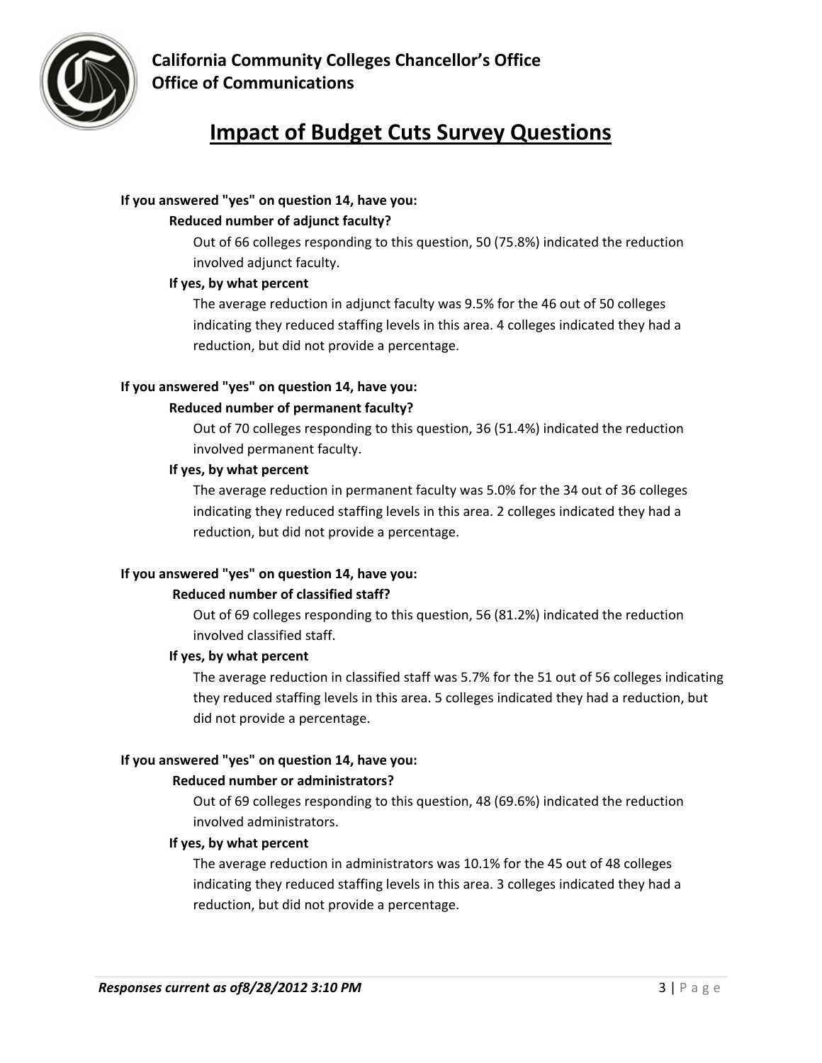## Impact of Budget Cuts Survey Questions

**If you answered "yes" on question 14, have you:**

**Reduced number of adjunct faculty?**

Out of 66 colleges responding to this question, 50 (75.8%) indicated the reduction involved adjunct faculty.

**If yes, by what percent**

The average reduction in adjunct faculty was 9.5% for the 46 out of 50 colleges indicating they reduced staffing levels in this area. 4 colleges indicated they had a reduction, but did not provide a percentage.

**If you answered "yes" on question 14, have you:**

**Reduced number of permanent faculty?**

Out of 70 colleges responding to this question, 36 (51.4%) indicated the reduction involved permanent faculty.

**If yes, by what percent**

The average reduction in permanent faculty was 5.0% for the 34 out of 36 colleges indicating they reduced staffing levels in this area. 2 colleges indicated they had a reduction, but did not provide a percentage.

**If you answered "yes" on question 14, have you:**

**Reduced number of classified staff?**

Out of 69 colleges responding to this question, 56 (81.2%) indicated the reduction involved classified staff.

**If yes, by what percent**

The average reduction in classified staff was 5.7% for the 51 out of 56 colleges indicating they reduced staffing levels in this area. 5 colleges indicated they had a reduction, but did not provide a percentage.

**If you answered "yes" on question 14, have you:**

**Reduced number or administrators?**

Out of 69 colleges responding to this question, 48 (69.6%) indicated the reduction involved administrators.

**If yes, by what percent**

The average reduction in administrators was 10.1% for the 45 out of 48 colleges indicating they reduced staffing levels in this area. 3 colleges indicated they had a reduction, but did not provide a percentage.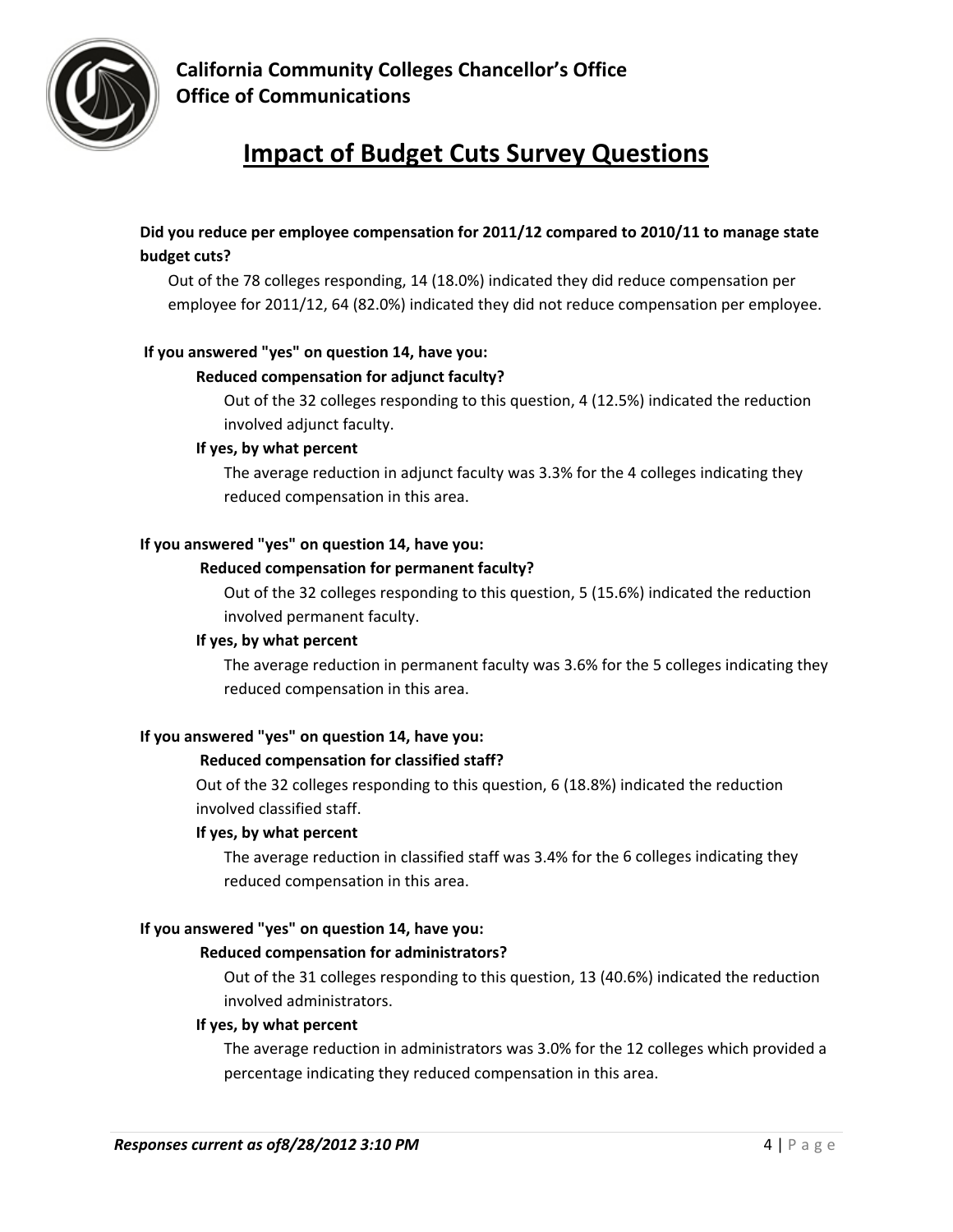**California Community Colleges Chancellor's Office**
**Office of Communications**

# Impact of Budget Cuts Survey Questions

**Did you reduce per employee compensation for 2011/12 compared to 2010/11 to manage state budget cuts?**

Out of the 78 colleges responding, 14 (18.0%) indicated they did reduce compensation per employee for 2011/12, 64 (82.0%) indicated they did not reduce compensation per employee.

**If you answered "yes" on question 14, have you:**

**Reduced compensation for adjunct faculty?**

Out of the 32 colleges responding to this question, 4 (12.5%) indicated the reduction involved adjunct faculty.

**If yes, by what percent**

The average reduction in adjunct faculty was 3.3% for the 4 colleges indicating they reduced compensation in this area.

**If you answered "yes" on question 14, have you:**

**Reduced compensation for permanent faculty?**

Out of the 32 colleges responding to this question, 5 (15.6%) indicated the reduction involved permanent faculty.

**If yes, by what percent**

The average reduction in permanent faculty was 3.6% for the 5 colleges indicating they reduced compensation in this area.

**If you answered "yes" on question 14, have you:**

**Reduced compensation for classified staff?**

Out of the 32 colleges responding to this question, 6 (18.8%) indicated the reduction involved classified staff.

**If yes, by what percent**

The average reduction in classified staff was 3.4% for the 6 colleges indicating they reduced compensation in this area.

**If you answered "yes" on question 14, have you:**

**Reduced compensation for administrators?**

Out of the 31 colleges responding to this question, 13 (40.6%) indicated the reduction involved administrators.

**If yes, by what percent**

The average reduction in administrators was 3.0% for the 12 colleges which provided a percentage indicating they reduced compensation in this area.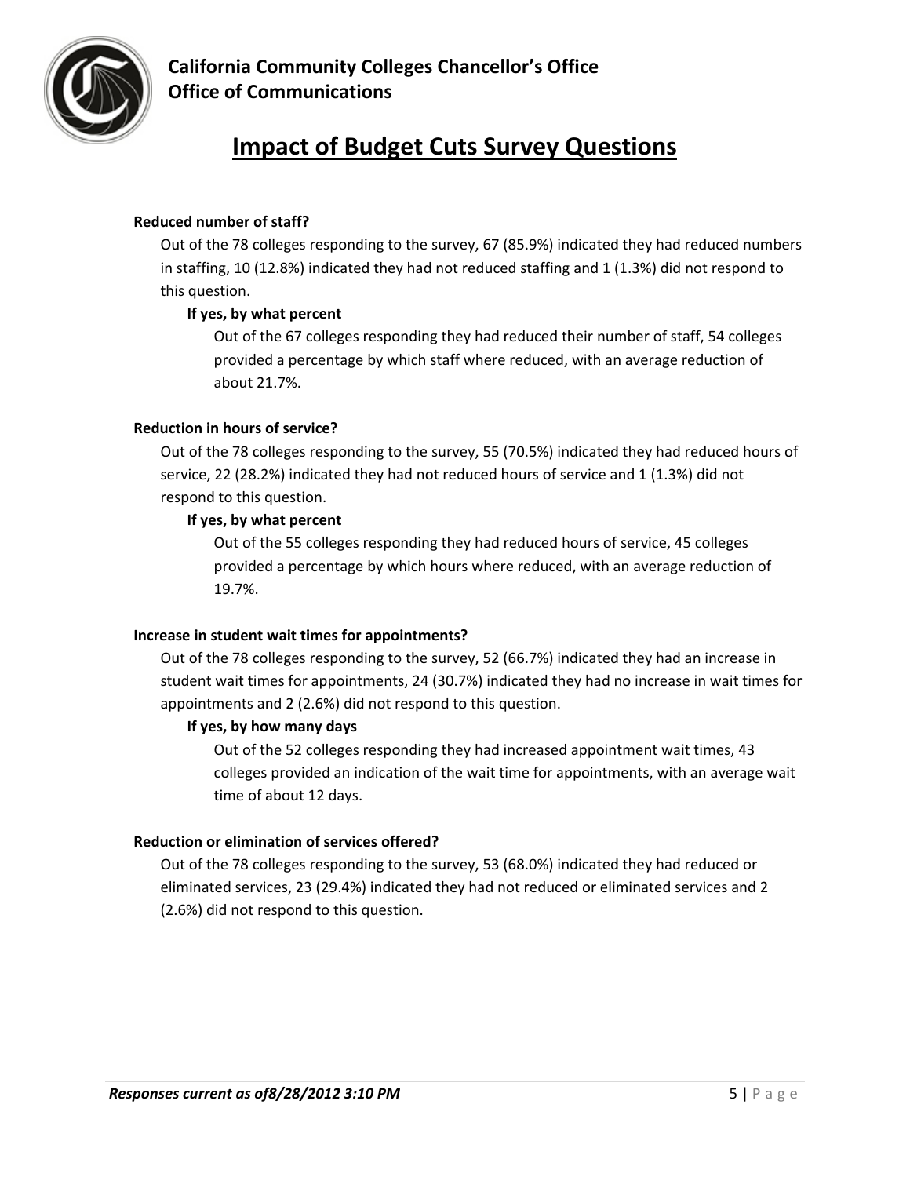# Impact of Budget Cuts Survey Questions

**Reduced number of staff?**

Out of the 78 colleges responding to the survey, 67 (85.9%) indicated they had reduced numbers in staffing, 10 (12.8%) indicated they had not reduced staffing and 1 (1.3%) did not respond to this question.

**If yes, by what percent**

Out of the 67 colleges responding they had reduced their number of staff, 54 colleges provided a percentage by which staff where reduced, with an average reduction of about 21.7%.

**Reduction in hours of service?**

Out of the 78 colleges responding to the survey, 55 (70.5%) indicated they had reduced hours of service, 22 (28.2%) indicated they had not reduced hours of service and 1 (1.3%) did not respond to this question.

**If yes, by what percent**

Out of the 55 colleges responding they had reduced hours of service, 45 colleges provided a percentage by which hours where reduced, with an average reduction of 19.7%.

**Increase in student wait times for appointments?**

Out of the 78 colleges responding to the survey, 52 (66.7%) indicated they had an increase in student wait times for appointments, 24 (30.7%) indicated they had no increase in wait times for appointments and 2 (2.6%) did not respond to this question.

**If yes, by how many days**

Out of the 52 colleges responding they had increased appointment wait times, 43 colleges provided an indication of the wait time for appointments, with an average wait time of about 12 days.

**Reduction or elimination of services offered?**

Out of the 78 colleges responding to the survey, 53 (68.0%) indicated they had reduced or eliminated services, 23 (29.4%) indicated they had not reduced or eliminated services and 2 (2.6%) did not respond to this question.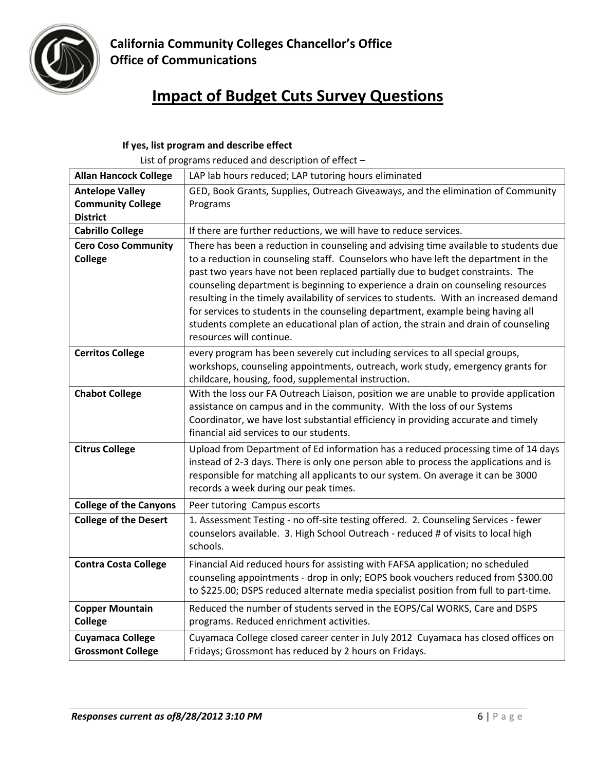# Impact of Budget Cuts Survey Questions

**If yes, list program and describe effect**

List of programs reduced and description of effect –

| | |
|---|---|
| **Allan Hancock College** | LAP lab hours reduced; LAP tutoring hours eliminated |
| **Antelope Valley Community College District** | GED, Book Grants, Supplies, Outreach Giveaways, and the elimination of Community Programs |
| **Cabrillo College** | If there are further reductions, we will have to reduce services. |
| **Cero Coso Community College** | There has been a reduction in counseling and advising time available to students due to a reduction in counseling staff. Counselors who have left the department in the past two years have not been replaced partially due to budget constraints. The counseling department is beginning to experience a drain on counseling resources resulting in the timely availability of services to students. With an increased demand for services to students in the counseling department, example being having all students complete an educational plan of action, the strain and drain of counseling resources will continue. |
| **Cerritos College** | every program has been severely cut including services to all special groups, workshops, counseling appointments, outreach, work study, emergency grants for childcare, housing, food, supplemental instruction. |
| **Chabot College** | With the loss our FA Outreach Liaison, position we are unable to provide application assistance on campus and in the community. With the loss of our Systems Coordinator, we have lost substantial efficiency in providing accurate and timely financial aid services to our students. |
| **Citrus College** | Upload from Department of Ed information has a reduced processing time of 14 days instead of 2-3 days. There is only one person able to process the applications and is responsible for matching all applicants to our system. On average it can be 3000 records a week during our peak times. |
| **College of the Canyons** | Peer tutoring Campus escorts |
| **College of the Desert** | 1. Assessment Testing - no off-site testing offered. 2. Counseling Services - fewer counselors available. 3. High School Outreach - reduced # of visits to local high schools. |
| **Contra Costa College** | Financial Aid reduced hours for assisting with FAFSA application; no scheduled counseling appointments - drop in only; EOPS book vouchers reduced from $300.00 to $225.00; DSPS reduced alternate media specialist position from full to part-time. |
| **Copper Mountain College** | Reduced the number of students served in the EOPS/Cal WORKS, Care and DSPS programs. Reduced enrichment activities. |
| **Cuyamaca College Grossmont College** | Cuyamaca College closed career center in July 2012 Cuyamaca has closed offices on Fridays; Grossmont has reduced by 2 hours on Fridays. |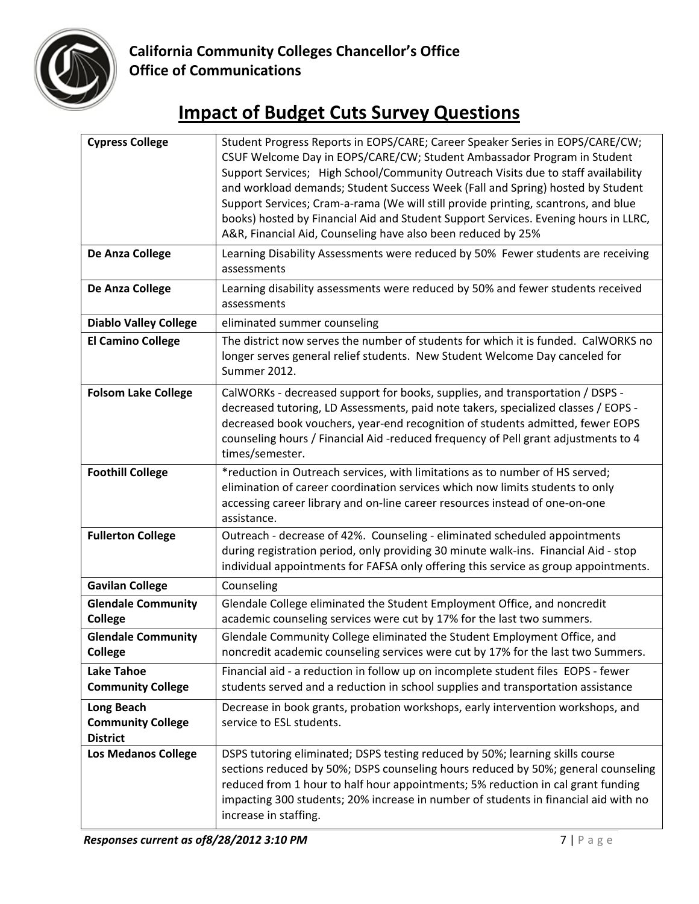# Impact of Budget Cuts Survey Questions

| | |
|---|---|
| **Cypress College** | Student Progress Reports in EOPS/CARE; Career Speaker Series in EOPS/CARE/CW; CSUF Welcome Day in EOPS/CARE/CW; Student Ambassador Program in Student Support Services; High School/Community Outreach Visits due to staff availability and workload demands; Student Success Week (Fall and Spring) hosted by Student Support Services; Cram-a-rama (We will still provide printing, scantrons, and blue books) hosted by Financial Aid and Student Support Services. Evening hours in LLRC, A&R, Financial Aid, Counseling have also been reduced by 25% |
| **De Anza College** | Learning Disability Assessments were reduced by 50% Fewer students are receiving assessments |
| **De Anza College** | Learning disability assessments were reduced by 50% and fewer students received assessments |
| **Diablo Valley College** | eliminated summer counseling |
| **El Camino College** | The district now serves the number of students for which it is funded. CalWORKS no longer serves general relief students. New Student Welcome Day canceled for Summer 2012. |
| **Folsom Lake College** | CalWORKs - decreased support for books, supplies, and transportation / DSPS - decreased tutoring, LD Assessments, paid note takers, specialized classes / EOPS - decreased book vouchers, year-end recognition of students admitted, fewer EOPS counseling hours / Financial Aid -reduced frequency of Pell grant adjustments to 4 times/semester. |
| **Foothill College** | *reduction in Outreach services, with limitations as to number of HS served; elimination of career coordination services which now limits students to only accessing career library and on-line career resources instead of one-on-one assistance. |
| **Fullerton College** | Outreach - decrease of 42%. Counseling - eliminated scheduled appointments during registration period, only providing 30 minute walk-ins. Financial Aid - stop individual appointments for FAFSA only offering this service as group appointments. |
| **Gavilan College** | Counseling |
| **Glendale Community College** | Glendale College eliminated the Student Employment Office, and noncredit academic counseling services were cut by 17% for the last two summers. |
| **Glendale Community College** | Glendale Community College eliminated the Student Employment Office, and noncredit academic counseling services were cut by 17% for the last two Summers. |
| **Lake Tahoe Community College** | Financial aid - a reduction in follow up on incomplete student files EOPS - fewer students served and a reduction in school supplies and transportation assistance |
| **Long Beach Community College District** | Decrease in book grants, probation workshops, early intervention workshops, and service to ESL students. |
| **Los Medanos College** | DSPS tutoring eliminated; DSPS testing reduced by 50%; learning skills course sections reduced by 50%; DSPS counseling hours reduced by 50%; general counseling reduced from 1 hour to half hour appointments; 5% reduction in cal grant funding impacting 300 students; 20% increase in number of students in financial aid with no increase in staffing. |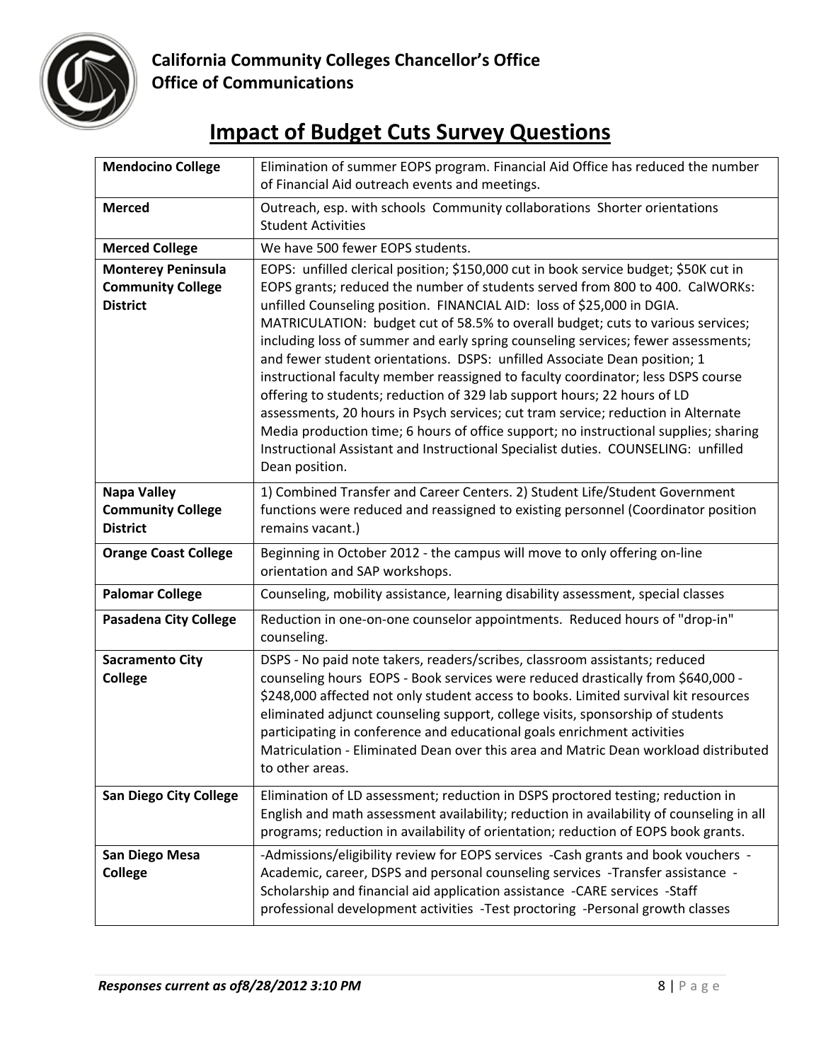**California Community Colleges Chancellor's Office**
**Office of Communications**

# Impact of Budget Cuts Survey Questions

| | |
|---|---|
| **Mendocino College** | Elimination of summer EOPS program. Financial Aid Office has reduced the number of Financial Aid outreach events and meetings. |
| **Merced** | Outreach, esp. with schools Community collaborations Shorter orientations Student Activities |
| **Merced College** | We have 500 fewer EOPS students. |
| **Monterey Peninsula Community College District** | EOPS: unfilled clerical position; $150,000 cut in book service budget; $50K cut in EOPS grants; reduced the number of students served from 800 to 400. CalWORKs: unfilled Counseling position. FINANCIAL AID: loss of $25,000 in DGIA. MATRICULATION: budget cut of 58.5% to overall budget; cuts to various services; including loss of summer and early spring counseling services; fewer assessments; and fewer student orientations. DSPS: unfilled Associate Dean position; 1 instructional faculty member reassigned to faculty coordinator; less DSPS course offering to students; reduction of 329 lab support hours; 22 hours of LD assessments, 20 hours in Psych services; cut tram service; reduction in Alternate Media production time; 6 hours of office support; no instructional supplies; sharing Instructional Assistant and Instructional Specialist duties. COUNSELING: unfilled Dean position. |
| **Napa Valley Community College District** | 1) Combined Transfer and Career Centers. 2) Student Life/Student Government functions were reduced and reassigned to existing personnel (Coordinator position remains vacant.) |
| **Orange Coast College** | Beginning in October 2012 - the campus will move to only offering on-line orientation and SAP workshops. |
| **Palomar College** | Counseling, mobility assistance, learning disability assessment, special classes |
| **Pasadena City College** | Reduction in one-on-one counselor appointments. Reduced hours of "drop-in" counseling. |
| **Sacramento City College** | DSPS - No paid note takers, readers/scribes, classroom assistants; reduced counseling hours EOPS - Book services were reduced drastically from $640,000 - $248,000 affected not only student access to books. Limited survival kit resources eliminated adjunct counseling support, college visits, sponsorship of students participating in conference and educational goals enrichment activities Matriculation - Eliminated Dean over this area and Matric Dean workload distributed to other areas. |
| **San Diego City College** | Elimination of LD assessment; reduction in DSPS proctored testing; reduction in English and math assessment availability; reduction in availability of counseling in all programs; reduction in availability of orientation; reduction of EOPS book grants. |
| **San Diego Mesa College** | -Admissions/eligibility review for EOPS services -Cash grants and book vouchers -Academic, career, DSPS and personal counseling services -Transfer assistance -Scholarship and financial aid application assistance -CARE services -Staff professional development activities -Test proctoring -Personal growth classes |

*Responses current as of8/28/2012 3:10 PM*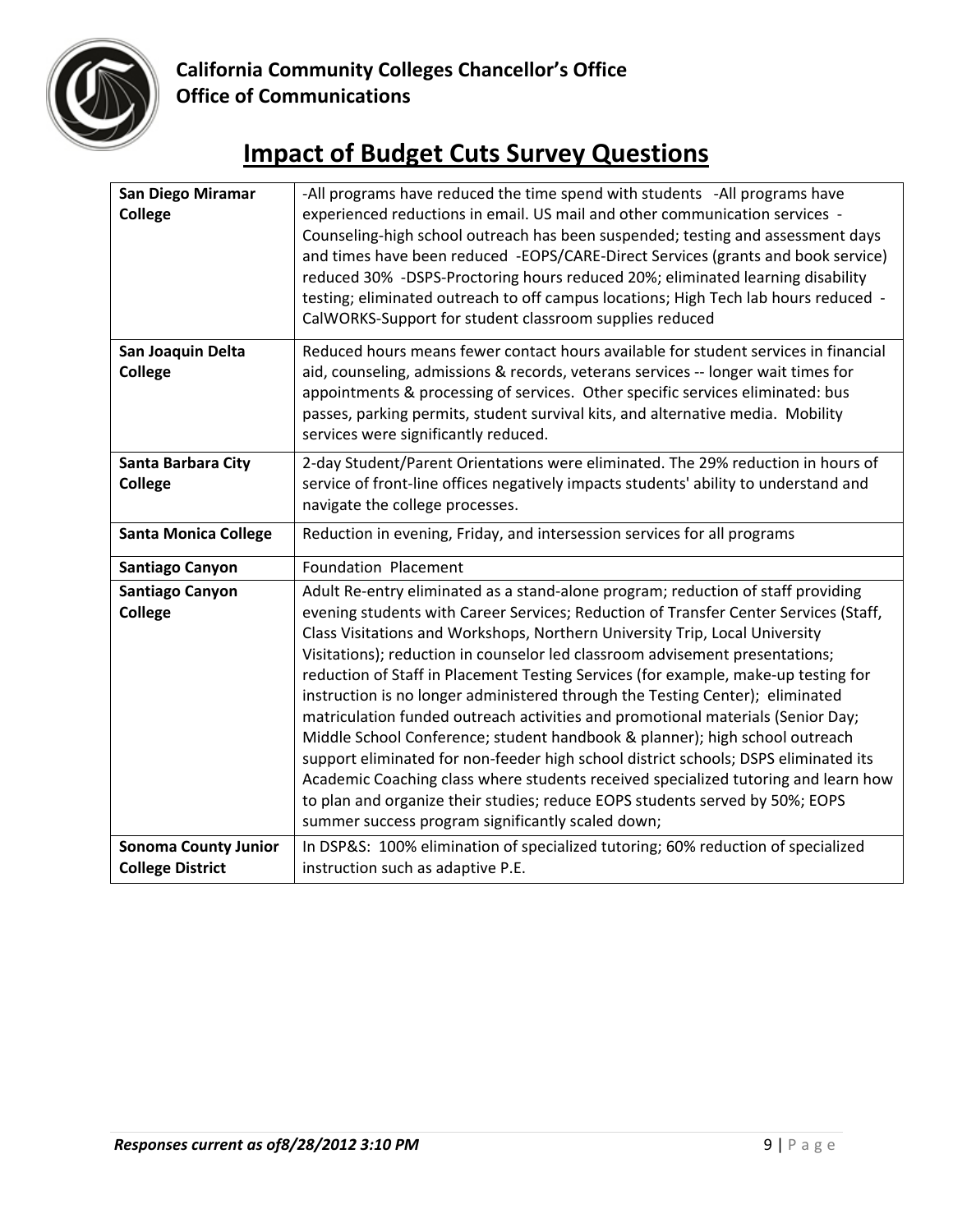## Impact of Budget Cuts Survey Questions

| | |
|---|---|
| **San Diego Miramar College** | -All programs have reduced the time spend with students -All programs have experienced reductions in email. US mail and other communication services -Counseling-high school outreach has been suspended; testing and assessment days and times have been reduced -EOPS/CARE-Direct Services (grants and book service) reduced 30% -DSPS-Proctoring hours reduced 20%; eliminated learning disability testing; eliminated outreach to off campus locations; High Tech lab hours reduced -CalWORKS-Support for student classroom supplies reduced |
| **San Joaquin Delta College** | Reduced hours means fewer contact hours available for student services in financial aid, counseling, admissions & records, veterans services -- longer wait times for appointments & processing of services. Other specific services eliminated: bus passes, parking permits, student survival kits, and alternative media. Mobility services were significantly reduced. |
| **Santa Barbara City College** | 2-day Student/Parent Orientations were eliminated. The 29% reduction in hours of service of front-line offices negatively impacts students' ability to understand and navigate the college processes. |
| **Santa Monica College** | Reduction in evening, Friday, and intersession services for all programs |
| **Santiago Canyon** | Foundation Placement |
| **Santiago Canyon College** | Adult Re-entry eliminated as a stand-alone program; reduction of staff providing evening students with Career Services; Reduction of Transfer Center Services (Staff, Class Visitations and Workshops, Northern University Trip, Local University Visitations); reduction in counselor led classroom advisement presentations; reduction of Staff in Placement Testing Services (for example, make-up testing for instruction is no longer administered through the Testing Center); eliminated matriculation funded outreach activities and promotional materials (Senior Day; Middle School Conference; student handbook & planner); high school outreach support eliminated for non-feeder high school district schools; DSPS eliminated its Academic Coaching class where students received specialized tutoring and learn how to plan and organize their studies; reduce EOPS students served by 50%; EOPS summer success program significantly scaled down; |
| **Sonoma County Junior College District** | In DSP&S: 100% elimination of specialized tutoring; 60% reduction of specialized instruction such as adaptive P.E. |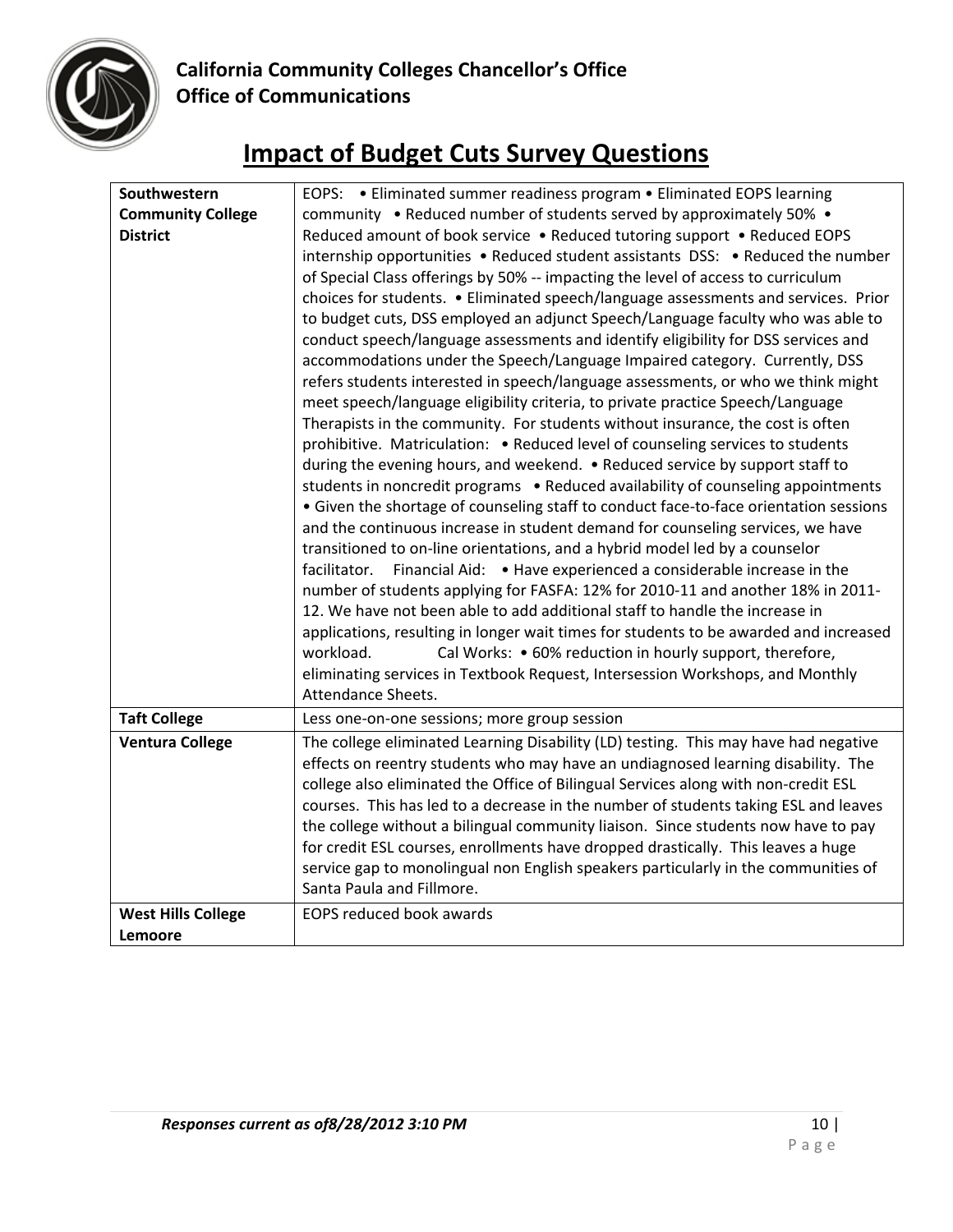# Impact of Budget Cuts Survey Questions

| | |
|---|---|
| **Southwestern Community College District** | EOPS: • Eliminated summer readiness program • Eliminated EOPS learning community • Reduced number of students served by approximately 50% • Reduced amount of book service • Reduced tutoring support • Reduced EOPS internship opportunities • Reduced student assistants DSS: • Reduced the number of Special Class offerings by 50% -- impacting the level of access to curriculum choices for students. • Eliminated speech/language assessments and services. Prior to budget cuts, DSS employed an adjunct Speech/Language faculty who was able to conduct speech/language assessments and identify eligibility for DSS services and accommodations under the Speech/Language Impaired category. Currently, DSS refers students interested in speech/language assessments, or who we think might meet speech/language eligibility criteria, to private practice Speech/Language Therapists in the community. For students without insurance, the cost is often prohibitive. Matriculation: • Reduced level of counseling services to students during the evening hours, and weekend. • Reduced service by support staff to students in noncredit programs • Reduced availability of counseling appointments • Given the shortage of counseling staff to conduct face-to-face orientation sessions and the continuous increase in student demand for counseling services, we have transitioned to on-line orientations, and a hybrid model led by a counselor facilitator. Financial Aid: • Have experienced a considerable increase in the number of students applying for FASFA: 12% for 2010-11 and another 18% in 2011-12. We have not been able to add additional staff to handle the increase in applications, resulting in longer wait times for students to be awarded and increased workload. Cal Works: • 60% reduction in hourly support, therefore, eliminating services in Textbook Request, Intersession Workshops, and Monthly Attendance Sheets. |
| **Taft College** | Less one-on-one sessions; more group session |
| **Ventura College** | The college eliminated Learning Disability (LD) testing. This may have had negative effects on reentry students who may have an undiagnosed learning disability. The college also eliminated the Office of Bilingual Services along with non-credit ESL courses. This has led to a decrease in the number of students taking ESL and leaves the college without a bilingual community liaison. Since students now have to pay for credit ESL courses, enrollments have dropped drastically. This leaves a huge service gap to monolingual non English speakers particularly in the communities of Santa Paula and Fillmore. |
| **West Hills College Lemoore** | EOPS reduced book awards |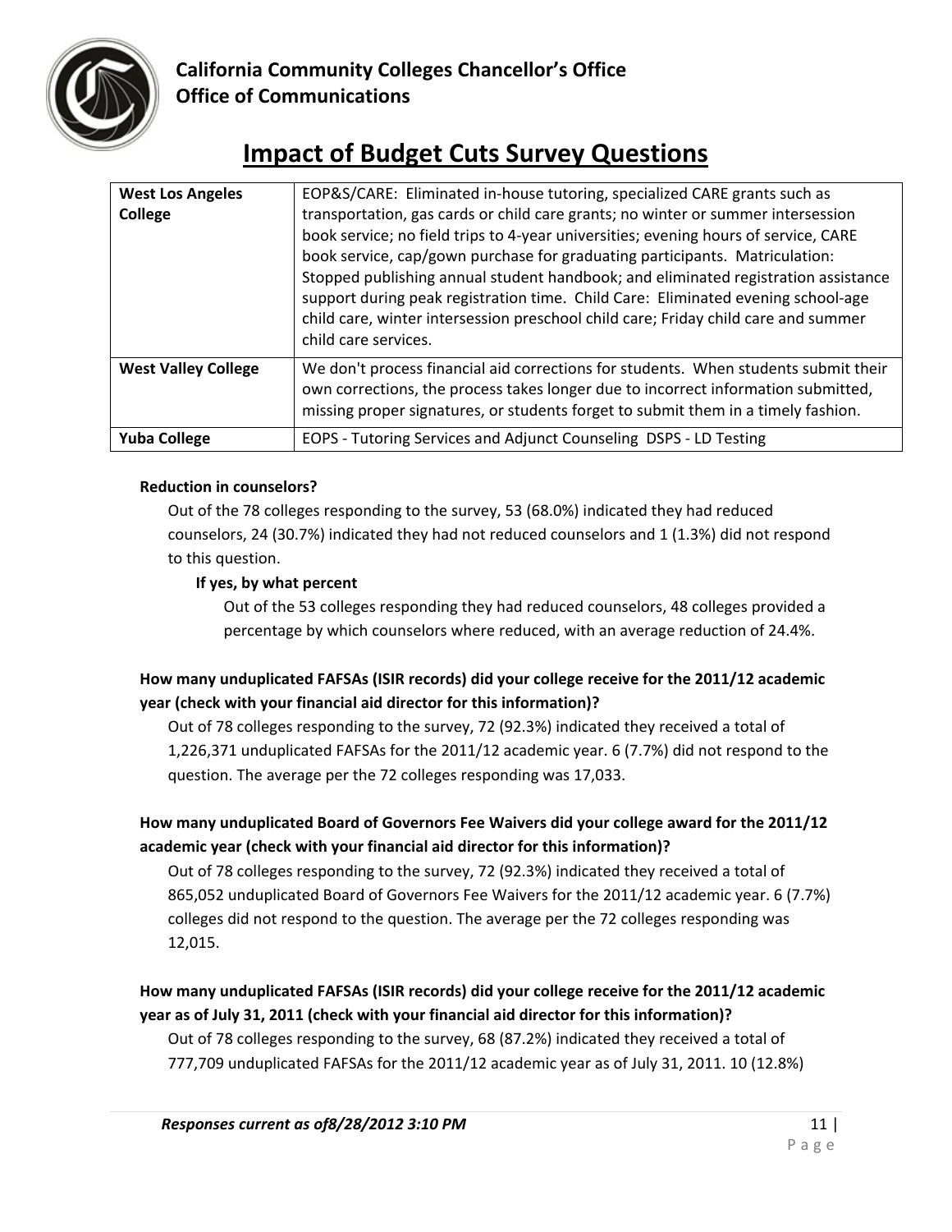| West Los Angeles College | EOP&S/CARE: Eliminated in-house tutoring, specialized CARE grants such as transportation, gas cards or child care grants; no winter or summer intersession book service; no field trips to 4-year universities; evening hours of service, CARE book service, cap/gown purchase for graduating participants. Matriculation: Stopped publishing annual student handbook; and eliminated registration assistance support during peak registration time. Child Care: Eliminated evening school-age child care, winter intersession preschool child care; Friday child care and summer child care services. |
|---|---|
| West Valley College | We don't process financial aid corrections for students. When students submit their own corrections, the process takes longer due to incorrect information submitted, missing proper signatures, or students forget to submit them in a timely fashion. |
| Yuba College | EOPS - Tutoring Services and Adjunct Counseling DSPS - LD Testing |

**Reduction in counselors?**

Out of the 78 colleges responding to the survey, 53 (68.0%) indicated they had reduced counselors, 24 (30.7%) indicated they had not reduced counselors and 1 (1.3%) did not respond to this question.

**If yes, by what percent**

Out of the 53 colleges responding they had reduced counselors, 48 colleges provided a percentage by which counselors where reduced, with an average reduction of 24.4%.

**How many unduplicated FAFSAs (ISIR records) did your college receive for the 2011/12 academic year (check with your financial aid director for this information)?**

Out of 78 colleges responding to the survey, 72 (92.3%) indicated they received a total of 1,226,371 unduplicated FAFSAs for the 2011/12 academic year. 6 (7.7%) did not respond to the question. The average per the 72 colleges responding was 17,033.

**How many unduplicated Board of Governors Fee Waivers did your college award for the 2011/12 academic year (check with your financial aid director for this information)?**

Out of 78 colleges responding to the survey, 72 (92.3%) indicated they received a total of 865,052 unduplicated Board of Governors Fee Waivers for the 2011/12 academic year. 6 (7.7%) colleges did not respond to the question. The average per the 72 colleges responding was 12,015.

**How many unduplicated FAFSAs (ISIR records) did your college receive for the 2011/12 academic year as of July 31, 2011 (check with your financial aid director for this information)?**

Out of 78 colleges responding to the survey, 68 (87.2%) indicated they received a total of 777,709 unduplicated FAFSAs for the 2011/12 academic year as of July 31, 2011. 10 (12.8%)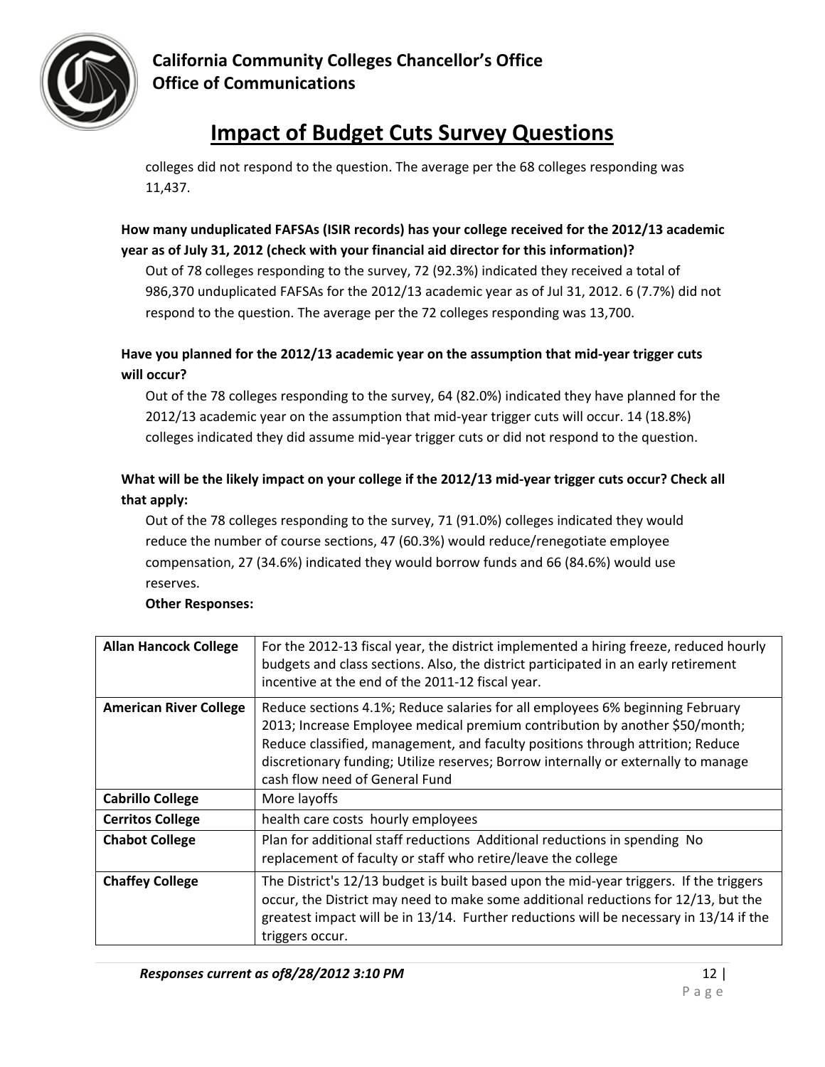colleges did not respond to the question. The average per the 68 colleges responding was 11,437.

**How many unduplicated FAFSAs (ISIR records) has your college received for the 2012/13 academic year as of July 31, 2012 (check with your financial aid director for this information)?**

Out of 78 colleges responding to the survey, 72 (92.3%) indicated they received a total of 986,370 unduplicated FAFSAs for the 2012/13 academic year as of Jul 31, 2012. 6 (7.7%) did not respond to the question. The average per the 72 colleges responding was 13,700.

**Have you planned for the 2012/13 academic year on the assumption that mid-year trigger cuts will occur?**

Out of the 78 colleges responding to the survey, 64 (82.0%) indicated they have planned for the 2012/13 academic year on the assumption that mid-year trigger cuts will occur. 14 (18.8%) colleges indicated they did assume mid-year trigger cuts or did not respond to the question.

**What will be the likely impact on your college if the 2012/13 mid-year trigger cuts occur? Check all that apply:**

Out of the 78 colleges responding to the survey, 71 (91.0%) colleges indicated they would reduce the number of course sections, 47 (60.3%) would reduce/renegotiate employee compensation, 27 (34.6%) indicated they would borrow funds and 66 (84.6%) would use reserves.

**Other Responses:**

| | |
|---|---|
| **Allan Hancock College** | For the 2012-13 fiscal year, the district implemented a hiring freeze, reduced hourly budgets and class sections. Also, the district participated in an early retirement incentive at the end of the 2011-12 fiscal year. |
| **American River College** | Reduce sections 4.1%; Reduce salaries for all employees 6% beginning February 2013; Increase Employee medical premium contribution by another $50/month; Reduce classified, management, and faculty positions through attrition; Reduce discretionary funding; Utilize reserves; Borrow internally or externally to manage cash flow need of General Fund |
| **Cabrillo College** | More layoffs |
| **Cerritos College** | health care costs hourly employees |
| **Chabot College** | Plan for additional staff reductions Additional reductions in spending No replacement of faculty or staff who retire/leave the college |
| **Chaffey College** | The District's 12/13 budget is built based upon the mid-year triggers. If the triggers occur, the District may need to make some additional reductions for 12/13, but the greatest impact will be in 13/14. Further reductions will be necessary in 13/14 if the triggers occur. |

*Responses current as of8/28/2012 3:10 PM*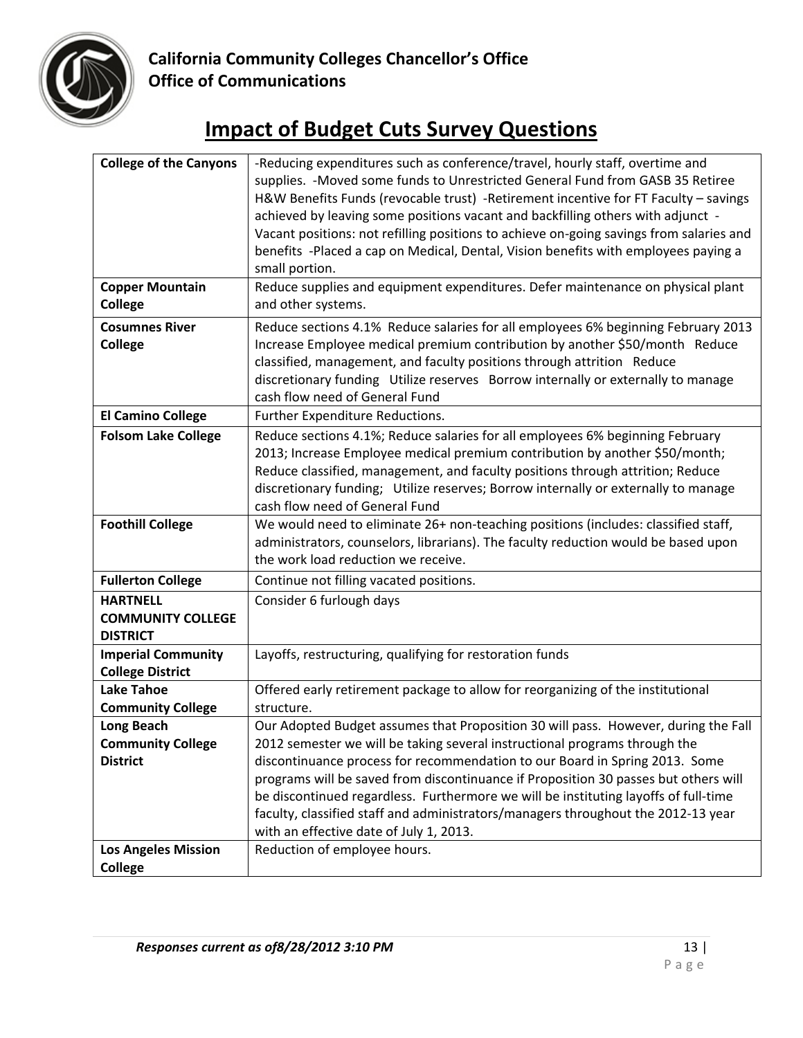California Community Colleges Chancellor's Office
Office of Communications

# Impact of Budget Cuts Survey Questions

| | |
|---|---|
| **College of the Canyons** | -Reducing expenditures such as conference/travel, hourly staff, overtime and supplies. -Moved some funds to Unrestricted General Fund from GASB 35 Retiree H&W Benefits Funds (revocable trust) -Retirement incentive for FT Faculty – savings achieved by leaving some positions vacant and backfilling others with adjunct - Vacant positions: not refilling positions to achieve on-going savings from salaries and benefits -Placed a cap on Medical, Dental, Vision benefits with employees paying a small portion. |
| **Copper Mountain College** | Reduce supplies and equipment expenditures. Defer maintenance on physical plant and other systems. |
| **Cosumnes River College** | Reduce sections 4.1% Reduce salaries for all employees 6% beginning February 2013 Increase Employee medical premium contribution by another $50/month Reduce classified, management, and faculty positions through attrition Reduce discretionary funding Utilize reserves Borrow internally or externally to manage cash flow need of General Fund |
| **El Camino College** | Further Expenditure Reductions. |
| **Folsom Lake College** | Reduce sections 4.1%; Reduce salaries for all employees 6% beginning February 2013; Increase Employee medical premium contribution by another $50/month; Reduce classified, management, and faculty positions through attrition; Reduce discretionary funding; Utilize reserves; Borrow internally or externally to manage cash flow need of General Fund |
| **Foothill College** | We would need to eliminate 26+ non-teaching positions (includes: classified staff, administrators, counselors, librarians). The faculty reduction would be based upon the work load reduction we receive. |
| **Fullerton College** | Continue not filling vacated positions. |
| **HARTNELL COMMUNITY COLLEGE DISTRICT** | Consider 6 furlough days |
| **Imperial Community College District** | Layoffs, restructuring, qualifying for restoration funds |
| **Lake Tahoe Community College** | Offered early retirement package to allow for reorganizing of the institutional structure. |
| **Long Beach Community College District** | Our Adopted Budget assumes that Proposition 30 will pass. However, during the Fall 2012 semester we will be taking several instructional programs through the discontinuance process for recommendation to our Board in Spring 2013. Some programs will be saved from discontinuance if Proposition 30 passes but others will be discontinued regardless. Furthermore we will be instituting layoffs of full-time faculty, classified staff and administrators/managers throughout the 2012-13 year with an effective date of July 1, 2013. |
| **Los Angeles Mission College** | Reduction of employee hours. |

*Responses current as of8/28/2012 3:10 PM*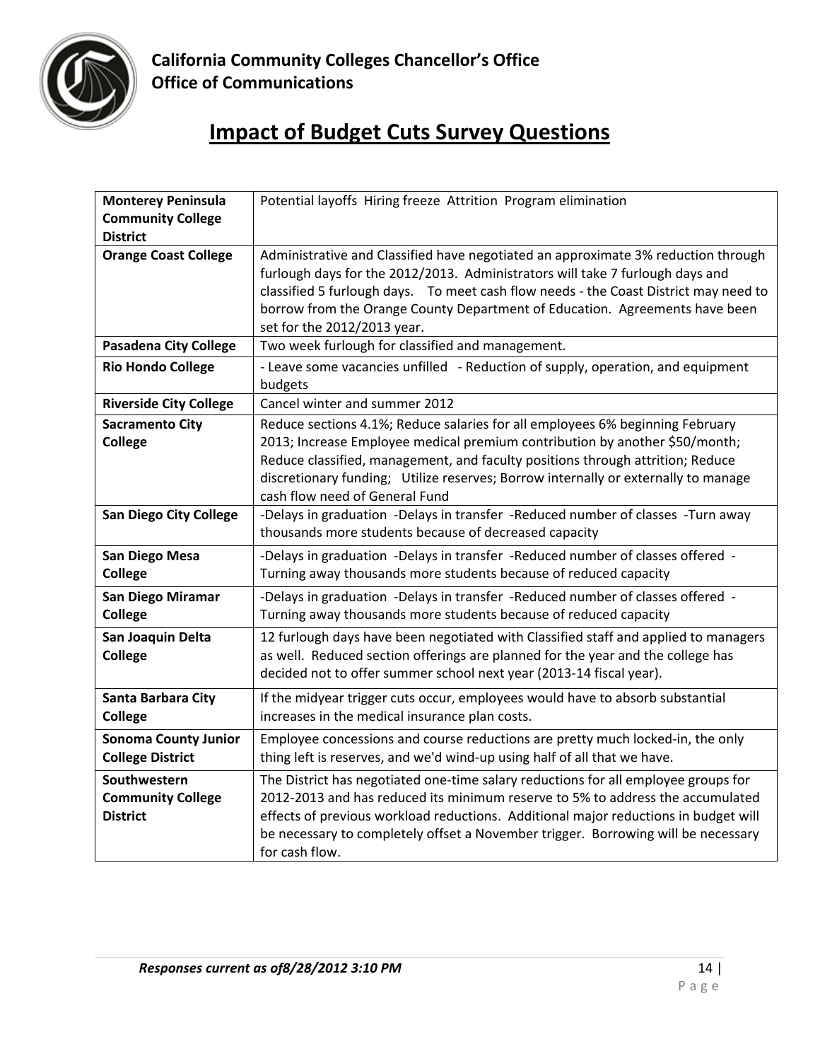**California Community Colleges Chancellor's Office**
**Office of Communications**

# Impact of Budget Cuts Survey Questions

| | |
|---|---|
| **Monterey Peninsula Community College District** | Potential layoffs Hiring freeze Attrition Program elimination |
| **Orange Coast College** | Administrative and Classified have negotiated an approximate 3% reduction through furlough days for the 2012/2013. Administrators will take 7 furlough days and classified 5 furlough days. To meet cash flow needs - the Coast District may need to borrow from the Orange County Department of Education. Agreements have been set for the 2012/2013 year. |
| **Pasadena City College** | Two week furlough for classified and management. |
| **Rio Hondo College** | - Leave some vacancies unfilled - Reduction of supply, operation, and equipment budgets |
| **Riverside City College** | Cancel winter and summer 2012 |
| **Sacramento City College** | Reduce sections 4.1%; Reduce salaries for all employees 6% beginning February 2013; Increase Employee medical premium contribution by another $50/month; Reduce classified, management, and faculty positions through attrition; Reduce discretionary funding; Utilize reserves; Borrow internally or externally to manage cash flow need of General Fund |
| **San Diego City College** | -Delays in graduation -Delays in transfer -Reduced number of classes -Turn away thousands more students because of decreased capacity |
| **San Diego Mesa College** | -Delays in graduation -Delays in transfer -Reduced number of classes offered - Turning away thousands more students because of reduced capacity |
| **San Diego Miramar College** | -Delays in graduation -Delays in transfer -Reduced number of classes offered - Turning away thousands more students because of reduced capacity |
| **San Joaquin Delta College** | 12 furlough days have been negotiated with Classified staff and applied to managers as well. Reduced section offerings are planned for the year and the college has decided not to offer summer school next year (2013-14 fiscal year). |
| **Santa Barbara City College** | If the midyear trigger cuts occur, employees would have to absorb substantial increases in the medical insurance plan costs. |
| **Sonoma County Junior College District** | Employee concessions and course reductions are pretty much locked-in, the only thing left is reserves, and we'd wind-up using half of all that we have. |
| **Southwestern Community College District** | The District has negotiated one-time salary reductions for all employee groups for 2012-2013 and has reduced its minimum reserve to 5% to address the accumulated effects of previous workload reductions. Additional major reductions in budget will be necessary to completely offset a November trigger. Borrowing will be necessary for cash flow. |

*Responses current as of8/28/2012 3:10 PM*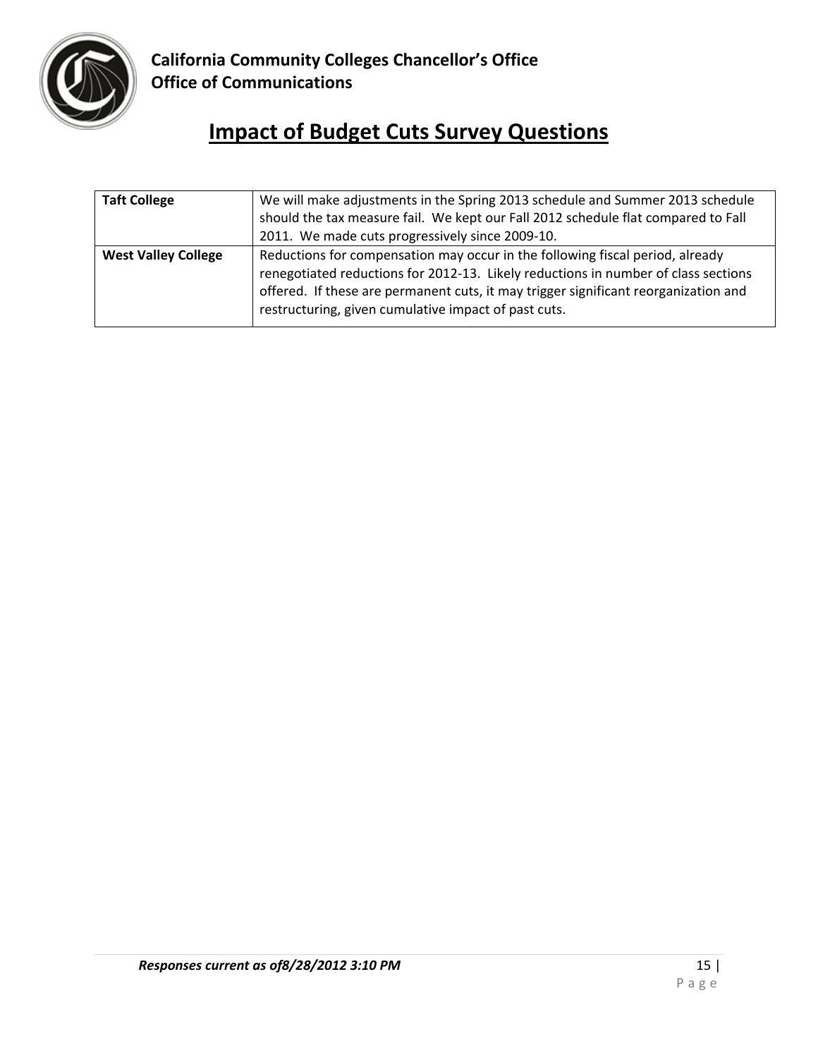# Impact of Budget Cuts Survey Questions

| | |
|---|---|
| **Taft College** | We will make adjustments in the Spring 2013 schedule and Summer 2013 schedule should the tax measure fail. We kept our Fall 2012 schedule flat compared to Fall 2011. We made cuts progressively since 2009-10. |
| **West Valley College** | Reductions for compensation may occur in the following fiscal period, already renegotiated reductions for 2012-13. Likely reductions in number of class sections offered. If these are permanent cuts, it may trigger significant reorganization and restructuring, given cumulative impact of past cuts. |